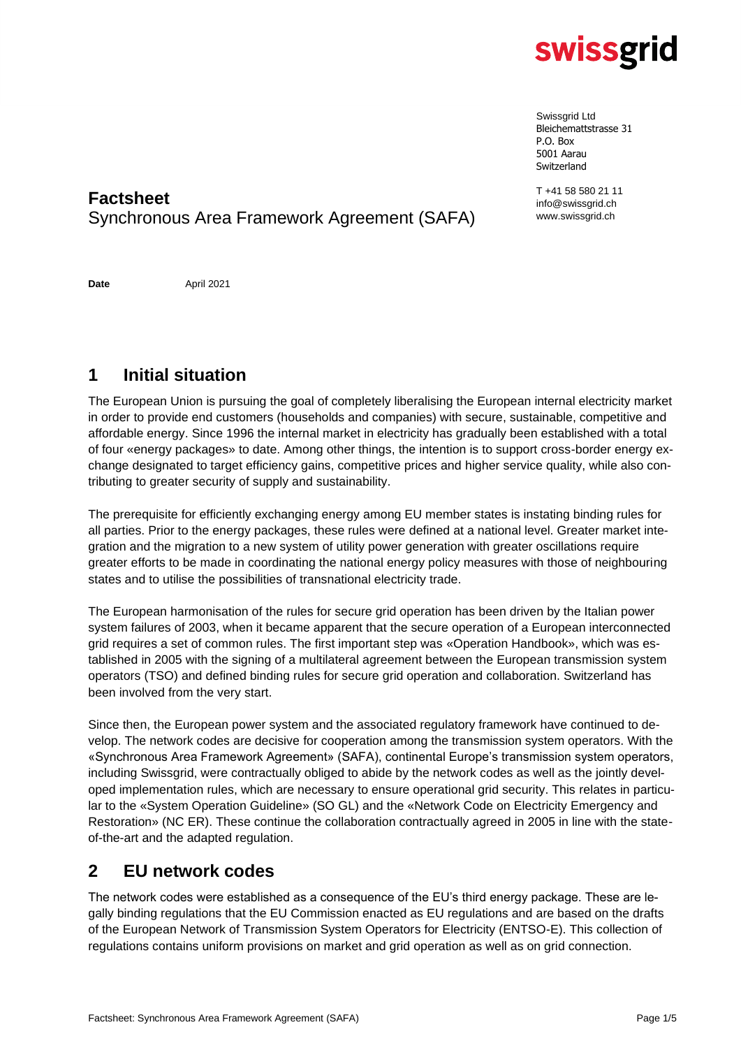swissgrid

Swissgrid Ltd
Bleichemattstrasse 31
P.O. Box
5001 Aarau
Switzerland

T +41 58 580 21 11
info@swissgrid.ch
www.swissgrid.ch

# Factsheet
Synchronous Area Framework Agreement (SAFA)

**Date** April 2021

## 1 Initial situation

The European Union is pursuing the goal of completely liberalising the European internal electricity market in order to provide end customers (households and companies) with secure, sustainable, competitive and affordable energy. Since 1996 the internal market in electricity has gradually been established with a total of four «energy packages» to date. Among other things, the intention is to support cross-border energy exchange designated to target efficiency gains, competitive prices and higher service quality, while also contributing to greater security of supply and sustainability.

The prerequisite for efficiently exchanging energy among EU member states is instating binding rules for all parties. Prior to the energy packages, these rules were defined at a national level. Greater market integration and the migration to a new system of utility power generation with greater oscillations require greater efforts to be made in coordinating the national energy policy measures with those of neighbouring states and to utilise the possibilities of transnational electricity trade.

The European harmonisation of the rules for secure grid operation has been driven by the Italian power system failures of 2003, when it became apparent that the secure operation of a European interconnected grid requires a set of common rules. The first important step was «Operation Handbook», which was established in 2005 with the signing of a multilateral agreement between the European transmission system operators (TSO) and defined binding rules for secure grid operation and collaboration. Switzerland has been involved from the very start.

Since then, the European power system and the associated regulatory framework have continued to develop. The network codes are decisive for cooperation among the transmission system operators. With the «Synchronous Area Framework Agreement» (SAFA), continental Europe's transmission system operators, including Swissgrid, were contractually obliged to abide by the network codes as well as the jointly developed implementation rules, which are necessary to ensure operational grid security. This relates in particular to the «System Operation Guideline» (SO GL) and the «Network Code on Electricity Emergency and Restoration» (NC ER). These continue the collaboration contractually agreed in 2005 in line with the state-of-the-art and the adapted regulation.

## 2 EU network codes

The network codes were established as a consequence of the EU's third energy package. These are legally binding regulations that the EU Commission enacted as EU regulations and are based on the drafts of the European Network of Transmission System Operators for Electricity (ENTSO-E). This collection of regulations contains uniform provisions on market and grid operation as well as on grid connection.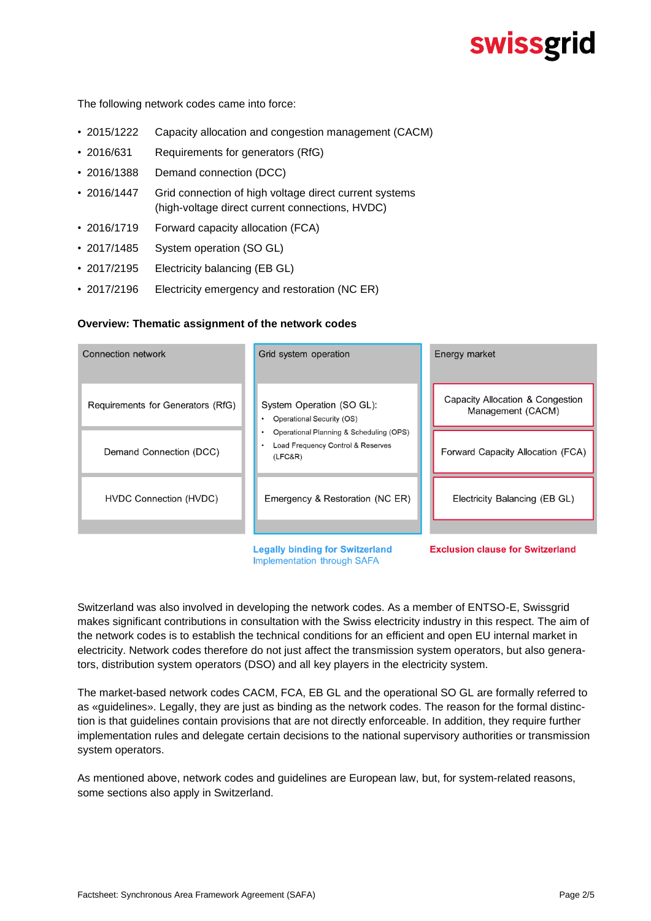The following network codes came into force:

- 2015/1222 Capacity allocation and congestion management (CACM)
- 2016/631 Requirements for generators (RfG)
- 2016/1388 Demand connection (DCC)
- 2016/1447 Grid connection of high voltage direct current systems (high-voltage direct current connections, HVDC)
- 2016/1719 Forward capacity allocation (FCA)
- 2017/1485 System operation (SO GL)
- 2017/2195 Electricity balancing (EB GL)
- 2017/2196 Electricity emergency and restoration (NC ER)

**Overview: Thematic assignment of the network codes**

| Connection network | Grid system operation | Energy market |
|---|---|---|
| Requirements for Generators (RfG) | System Operation (SO GL): • Operational Security (OS) • Operational Planning & Scheduling (OPS) • Load Frequency Control & Reserves (LFC&R) | Capacity Allocation & Congestion Management (CACM) |
| Demand Connection (DCC) | | Forward Capacity Allocation (FCA) |
| HVDC Connection (HVDC) | Emergency & Restoration (NC ER) | Electricity Balancing (EB GL) |
| | **Legally binding for Switzerland** Implementation through SAFA | **Exclusion clause for Switzerland** |

Switzerland was also involved in developing the network codes. As a member of ENTSO-E, Swissgrid makes significant contributions in consultation with the Swiss electricity industry in this respect. The aim of the network codes is to establish the technical conditions for an efficient and open EU internal market in electricity. Network codes therefore do not just affect the transmission system operators, but also generators, distribution system operators (DSO) and all key players in the electricity system.

The market-based network codes CACM, FCA, EB GL and the operational SO GL are formally referred to as «guidelines». Legally, they are just as binding as the network codes. The reason for the formal distinction is that guidelines contain provisions that are not directly enforceable. In addition, they require further implementation rules and delegate certain decisions to the national supervisory authorities or transmission system operators.

As mentioned above, network codes and guidelines are European law, but, for system-related reasons, some sections also apply in Switzerland.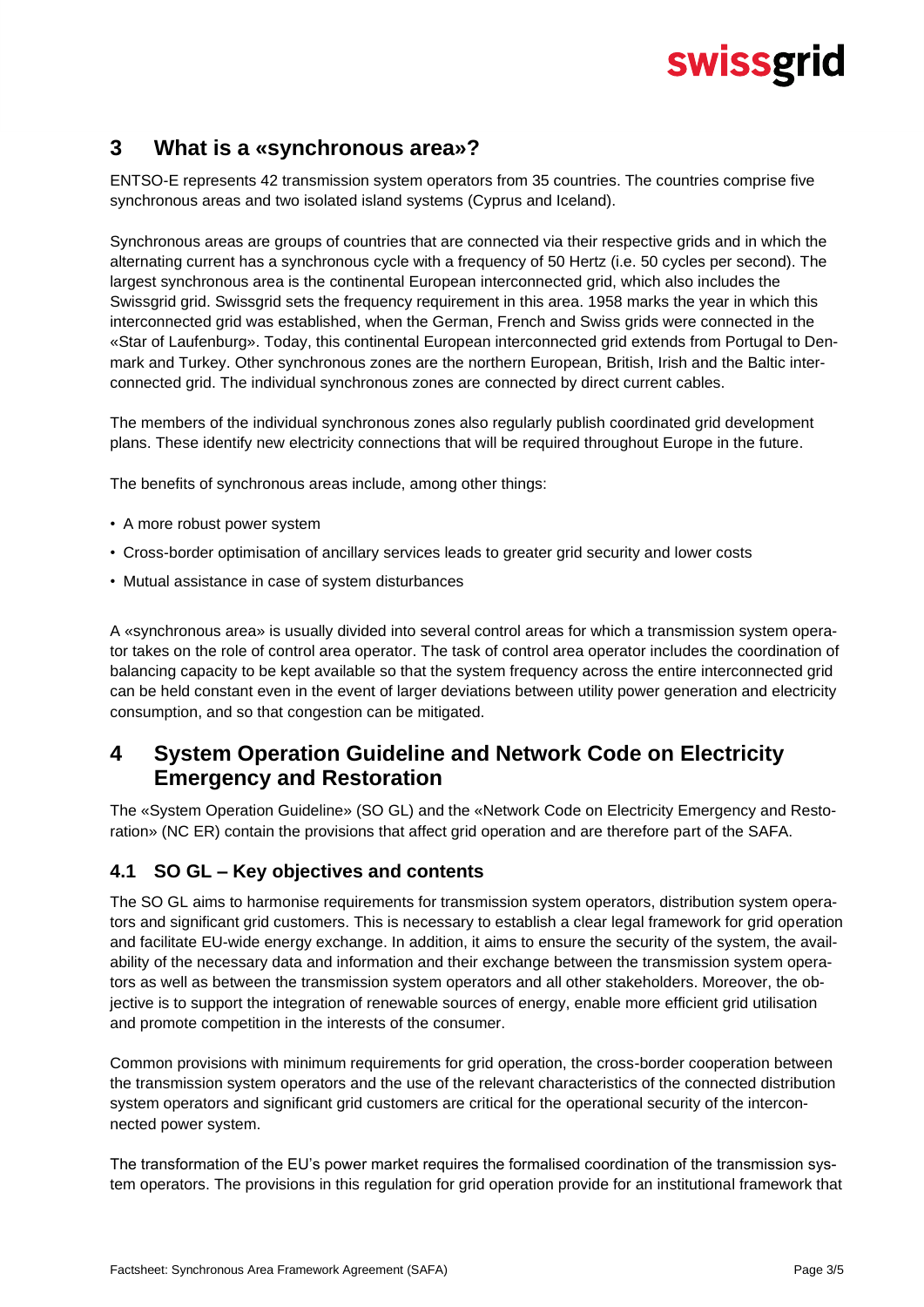## 3 What is a «synchronous area»?

ENTSO-E represents 42 transmission system operators from 35 countries. The countries comprise five synchronous areas and two isolated island systems (Cyprus and Iceland).

Synchronous areas are groups of countries that are connected via their respective grids and in which the alternating current has a synchronous cycle with a frequency of 50 Hertz (i.e. 50 cycles per second). The largest synchronous area is the continental European interconnected grid, which also includes the Swissgrid grid. Swissgrid sets the frequency requirement in this area. 1958 marks the year in which this interconnected grid was established, when the German, French and Swiss grids were connected in the «Star of Laufenburg». Today, this continental European interconnected grid extends from Portugal to Denmark and Turkey. Other synchronous zones are the northern European, British, Irish and the Baltic interconnected grid. The individual synchronous zones are connected by direct current cables.

The members of the individual synchronous zones also regularly publish coordinated grid development plans. These identify new electricity connections that will be required throughout Europe in the future.

The benefits of synchronous areas include, among other things:

- A more robust power system
- Cross-border optimisation of ancillary services leads to greater grid security and lower costs
- Mutual assistance in case of system disturbances

A «synchronous area» is usually divided into several control areas for which a transmission system operator takes on the role of control area operator. The task of control area operator includes the coordination of balancing capacity to be kept available so that the system frequency across the entire interconnected grid can be held constant even in the event of larger deviations between utility power generation and electricity consumption, and so that congestion can be mitigated.

## 4 System Operation Guideline and Network Code on Electricity Emergency and Restoration

The «System Operation Guideline» (SO GL) and the «Network Code on Electricity Emergency and Restoration» (NC ER) contain the provisions that affect grid operation and are therefore part of the SAFA.

### 4.1 SO GL – Key objectives and contents

The SO GL aims to harmonise requirements for transmission system operators, distribution system operators and significant grid customers. This is necessary to establish a clear legal framework for grid operation and facilitate EU-wide energy exchange. In addition, it aims to ensure the security of the system, the availability of the necessary data and information and their exchange between the transmission system operators as well as between the transmission system operators and all other stakeholders. Moreover, the objective is to support the integration of renewable sources of energy, enable more efficient grid utilisation and promote competition in the interests of the consumer.

Common provisions with minimum requirements for grid operation, the cross-border cooperation between the transmission system operators and the use of the relevant characteristics of the connected distribution system operators and significant grid customers are critical for the operational security of the interconnected power system.

The transformation of the EU's power market requires the formalised coordination of the transmission system operators. The provisions in this regulation for grid operation provide for an institutional framework that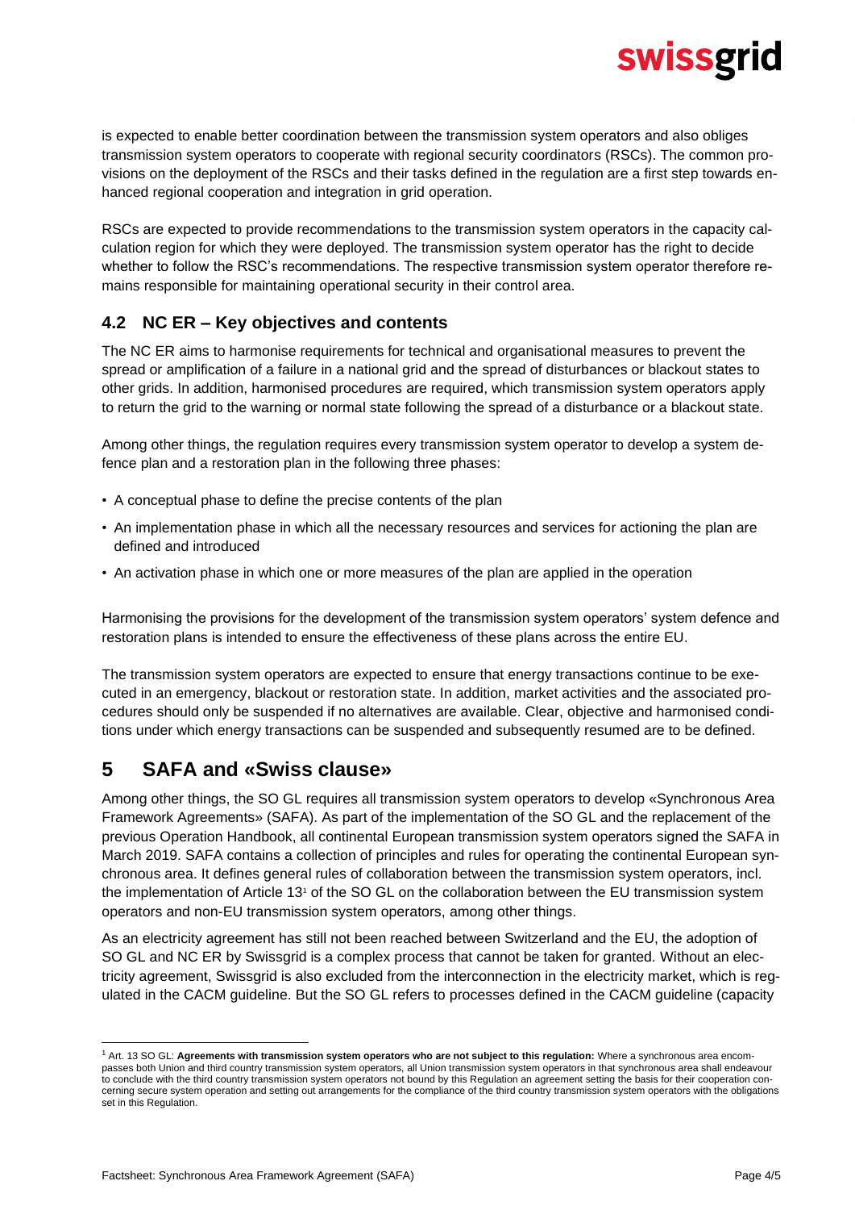is expected to enable better coordination between the transmission system operators and also obliges transmission system operators to cooperate with regional security coordinators (RSCs). The common provisions on the deployment of the RSCs and their tasks defined in the regulation are a first step towards enhanced regional cooperation and integration in grid operation.

RSCs are expected to provide recommendations to the transmission system operators in the capacity calculation region for which they were deployed. The transmission system operator has the right to decide whether to follow the RSC's recommendations. The respective transmission system operator therefore remains responsible for maintaining operational security in their control area.

### 4.2 NC ER – Key objectives and contents

The NC ER aims to harmonise requirements for technical and organisational measures to prevent the spread or amplification of a failure in a national grid and the spread of disturbances or blackout states to other grids. In addition, harmonised procedures are required, which transmission system operators apply to return the grid to the warning or normal state following the spread of a disturbance or a blackout state.

Among other things, the regulation requires every transmission system operator to develop a system defence plan and a restoration plan in the following three phases:

- A conceptual phase to define the precise contents of the plan
- An implementation phase in which all the necessary resources and services for actioning the plan are defined and introduced
- An activation phase in which one or more measures of the plan are applied in the operation

Harmonising the provisions for the development of the transmission system operators' system defence and restoration plans is intended to ensure the effectiveness of these plans across the entire EU.

The transmission system operators are expected to ensure that energy transactions continue to be executed in an emergency, blackout or restoration state. In addition, market activities and the associated procedures should only be suspended if no alternatives are available. Clear, objective and harmonised conditions under which energy transactions can be suspended and subsequently resumed are to be defined.

## 5 SAFA and «Swiss clause»

Among other things, the SO GL requires all transmission system operators to develop «Synchronous Area Framework Agreements» (SAFA). As part of the implementation of the SO GL and the replacement of the previous Operation Handbook, all continental European transmission system operators signed the SAFA in March 2019. SAFA contains a collection of principles and rules for operating the continental European synchronous area. It defines general rules of collaboration between the transmission system operators, incl. the implementation of Article 13[1] of the SO GL on the collaboration between the EU transmission system operators and non-EU transmission system operators, among other things.

As an electricity agreement has still not been reached between Switzerland and the EU, the adoption of SO GL and NC ER by Swissgrid is a complex process that cannot be taken for granted. Without an electricity agreement, Swissgrid is also excluded from the interconnection in the electricity market, which is regulated in the CACM guideline. But the SO GL refers to processes defined in the CACM guideline (capacity

[1] Art. 13 SO GL: **Agreements with transmission system operators who are not subject to this regulation:** Where a synchronous area encompasses both Union and third country transmission system operators, all Union transmission system operators in that synchronous area shall endeavour to conclude with the third country transmission system operators not bound by this Regulation an agreement setting the basis for their cooperation concerning secure system operation and setting out arrangements for the compliance of the third country transmission system operators with the obligations set in this Regulation.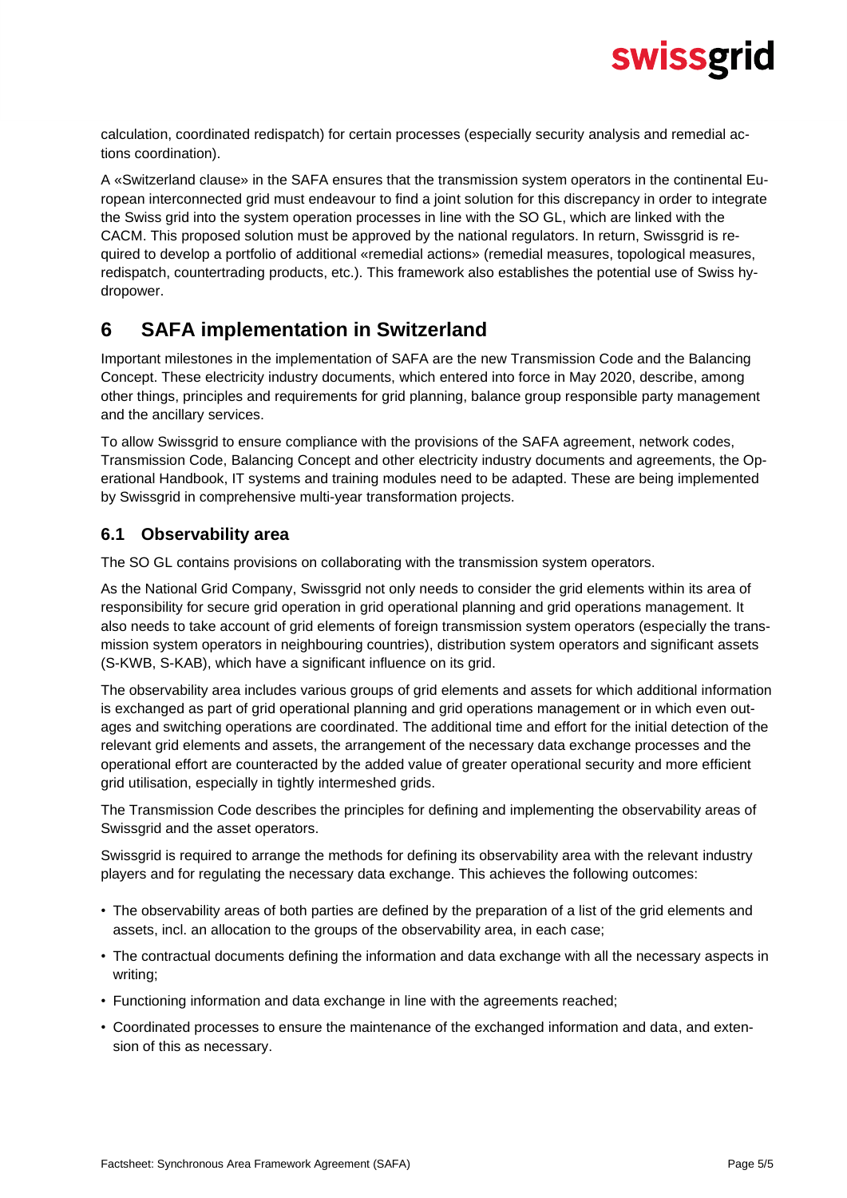calculation, coordinated redispatch) for certain processes (especially security analysis and remedial actions coordination).

A «Switzerland clause» in the SAFA ensures that the transmission system operators in the continental European interconnected grid must endeavour to find a joint solution for this discrepancy in order to integrate the Swiss grid into the system operation processes in line with the SO GL, which are linked with the CACM. This proposed solution must be approved by the national regulators. In return, Swissgrid is required to develop a portfolio of additional «remedial actions» (remedial measures, topological measures, redispatch, countertrading products, etc.). This framework also establishes the potential use of Swiss hydropower.

# 6 SAFA implementation in Switzerland

Important milestones in the implementation of SAFA are the new Transmission Code and the Balancing Concept. These electricity industry documents, which entered into force in May 2020, describe, among other things, principles and requirements for grid planning, balance group responsible party management and the ancillary services.

To allow Swissgrid to ensure compliance with the provisions of the SAFA agreement, network codes, Transmission Code, Balancing Concept and other electricity industry documents and agreements, the Operational Handbook, IT systems and training modules need to be adapted. These are being implemented by Swissgrid in comprehensive multi-year transformation projects.

## 6.1 Observability area

The SO GL contains provisions on collaborating with the transmission system operators.

As the National Grid Company, Swissgrid not only needs to consider the grid elements within its area of responsibility for secure grid operation in grid operational planning and grid operations management. It also needs to take account of grid elements of foreign transmission system operators (especially the transmission system operators in neighbouring countries), distribution system operators and significant assets (S-KWB, S-KAB), which have a significant influence on its grid.

The observability area includes various groups of grid elements and assets for which additional information is exchanged as part of grid operational planning and grid operations management or in which even outages and switching operations are coordinated. The additional time and effort for the initial detection of the relevant grid elements and assets, the arrangement of the necessary data exchange processes and the operational effort are counteracted by the added value of greater operational security and more efficient grid utilisation, especially in tightly intermeshed grids.

The Transmission Code describes the principles for defining and implementing the observability areas of Swissgrid and the asset operators.

Swissgrid is required to arrange the methods for defining its observability area with the relevant industry players and for regulating the necessary data exchange. This achieves the following outcomes:

- The observability areas of both parties are defined by the preparation of a list of the grid elements and assets, incl. an allocation to the groups of the observability area, in each case;
- The contractual documents defining the information and data exchange with all the necessary aspects in writing;
- Functioning information and data exchange in line with the agreements reached;
- Coordinated processes to ensure the maintenance of the exchanged information and data, and extension of this as necessary.